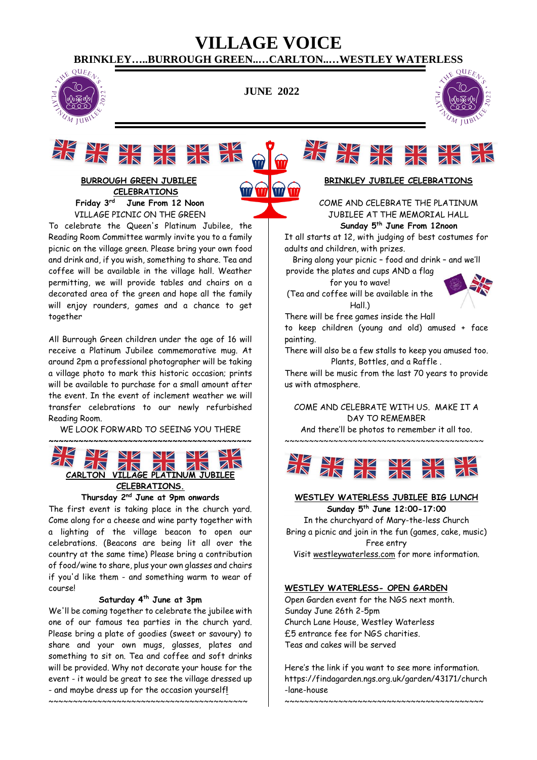# VILLAGE VOICE

**BRINKLEY…..BURROUGH GREEN..…CARLTON..…WESTLEY WATERLESS**

**JUNE 2022**

## BURROUGH GREEN JUBILEE CELEBRATIONS

**Friday 3rd June From 12 Noon**

VILLAGE PICNIC ON THE GREEN

To celebrate the Queen's Platinum Jubilee, the Reading Room Committee warmly invite you to a family picnic on the village green. Please bring your own food and drink and, if you wish, something to share. Tea and coffee will be available in the village hall. Weather permitting, we will provide tables and chairs on a decorated area of the green and hope all the family will enjoy rounders, games and a chance to get together

All Burrough Green children under the age of 16 will receive a Platinum Jubilee commemorative mug. At around 2pm a professional photographer will be taking a village photo to mark this historic occasion; prints will be available to purchase for a small amount after the event. In the event of inclement weather we will transfer celebrations to our newly refurbished Reading Room.

WE LOOK FORWARD TO SEEING YOU THERE

~~~~~~~~~~~~~~~~~~~~~~~~~~~~~~~~~~~~~~~~~~

## CARLTON VILLAGE PLATINUM JUBILEE CELEBRATIONS.

**Thursday 2nd June at 9pm onwards**

The first event is taking place in the church yard. Come along for a cheese and wine party together with a lighting of the village beacon to open our celebrations. (Beacons are being lit all over the country at the same time) Please bring a contribution of food/wine to share, plus your own glasses and chairs if you'd like them - and something warm to wear of course!

**Saturday 4th June at 3pm**

We'll be coming together to celebrate the jubilee with one of our famous tea parties in the church yard. Please bring a plate of goodies (sweet or savoury) to share and your own mugs, glasses, plates and something to sit on. Tea and coffee and soft drinks will be provided. Why not decorate your house for the event - it would be great to see the village dressed up - and maybe dress up for the occasion yourself!

~~~~~~~~~~~~~~~~~~~~~~~~~~~~~~~~~~~~~~~~~~

## BRINKLEY JUBILEE CELEBRATIONS

COME AND CELEBRATE THE PLATINUM JUBILEE AT THE MEMORIAL HALL

**Sunday 5th June From 12noon**

It all starts at 12, with judging of best costumes for adults and children, with prizes.

Bring along your picnic – food and drink – and we'll provide the plates and cups AND a flag for you to wave!

(Tea and coffee will be available in the Hall.)

There will be free games inside the Hall to keep children (young and old) amused + face painting.

There will also be a few stalls to keep you amused too. Plants, Bottles, and a Raffle .

There will be music from the last 70 years to provide us with atmosphere.

COME AND CELEBRATE WITH US. MAKE IT A DAY TO REMEMBER

And there'll be photos to remember it all too.

~~~~~~~~~~~~~~~~~~~~~~~~~~~~~~~~~~~~~~~~~~

## WESTLEY WATERLESS JUBILEE BIG LUNCH

**Sunday 5th June 12:00-17:00**

In the churchyard of Mary-the-less Church

Bring a picnic and join in the fun (games, cake, music)

Free entry

Visit westleywaterless.com for more information.

## WESTLEY WATERLESS- OPEN GARDEN

Open Garden event for the NGS next month.
Sunday June 26th 2-5pm
Church Lane House, Westley Waterless
£5 entrance fee for NGS charities.
Teas and cakes will be served

Here's the link if you want to see more information.
https://findagarden.ngs.org.uk/garden/43171/church-lane-house

~~~~~~~~~~~~~~~~~~~~~~~~~~~~~~~~~~~~~~~~~~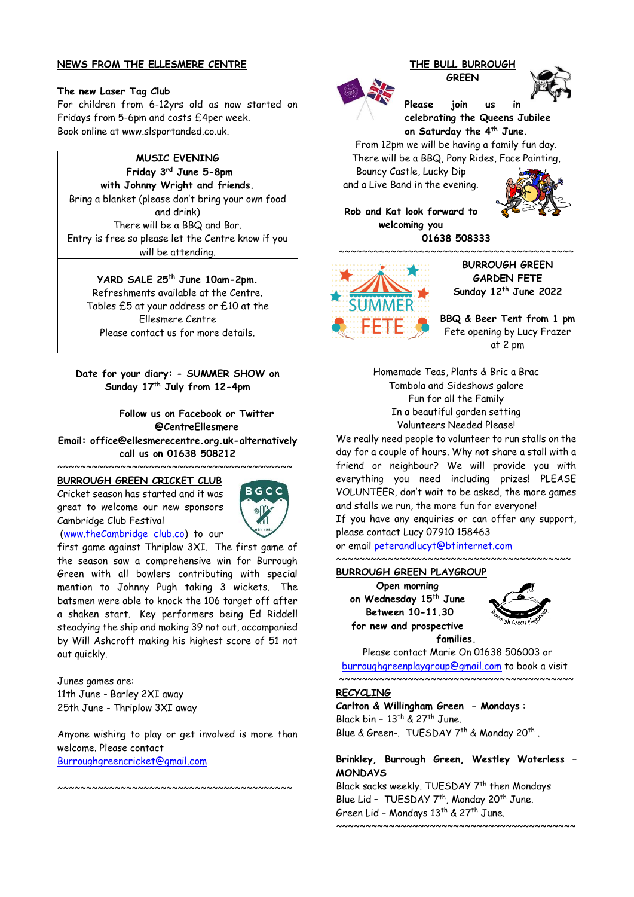## NEWS FROM THE ELLESMERE CENTRE

**The new Laser Tag Club**
For children from 6-12yrs old as now started on Fridays from 5-6pm and costs £4per week.
Book online at www.slsportanded.co.uk.

**MUSIC EVENING**
**Friday 3rd June 5-8pm**
**with Johnny Wright and friends.**
Bring a blanket (please don't bring your own food and drink)
There will be a BBQ and Bar.
Entry is free so please let the Centre know if you will be attending.

**YARD SALE 25th June 10am-2pm.**
Refreshments available at the Centre.
Tables £5 at your address or £10 at the Ellesmere Centre
Please contact us for more details.

**Date for your diary: - SUMMER SHOW on Sunday 17th July from 12-4pm**

**Follow us on Facebook or Twitter @CentreEllesmere**
**Email: office@ellesmerecentre.org.uk-alternatively call us on 01638 508212**

~~~~~~~~~~~~~~~~~~~~~~~~~~~~~~~~~~~~~~~~~~~

## BURROUGH GREEN CRICKET CLUB

Cricket season has started and it was great to welcome our new sponsors Cambridge Club Festival (www.theCambridge club.co) to our first game against Thriplow 3XI. The first game of the season saw a comprehensive win for Burrough Green with all bowlers contributing with special mention to Johnny Pugh taking 3 wickets. The batsmen were able to knock the 106 target off after a shaken start. Key performers being Ed Riddell steadying the ship and making 39 not out, accompanied by Will Ashcroft making his highest score of 51 not out quickly.

Junes games are:
11th June - Barley 2XI away
25th June - Thriplow 3XI away

Anyone wishing to play or get involved is more than welcome. Please contact Burroughgreencricket@gmail.com

~~~~~~~~~~~~~~~~~~~~~~~~~~~~~~~~~~~~~~~~~~~

## THE BULL BURROUGH GREEN

**Please join us in celebrating the Queens Jubilee on Saturday the 4th June.**
From 12pm we will be having a family fun day.
There will be a BBQ, Pony Rides, Face Painting, Bouncy Castle, Lucky Dip and a Live Band in the evening.

**Rob and Kat look forward to welcoming you**
**01638 508333**

~~~~~~~~~~~~~~~~~~~~~~~~~~~~~~~~~~~~~~~~~~~

## BURROUGH GREEN GARDEN FETE
**Sunday 12th June 2022**

**BBQ & Beer Tent from 1 pm**
Fete opening by Lucy Frazer at 2 pm

Homemade Teas, Plants & Bric a Brac
Tombola and Sideshows galore
Fun for all the Family
In a beautiful garden setting
Volunteers Needed Please!

We really need people to volunteer to run stalls on the day for a couple of hours. Why not share a stall with a friend or neighbour? We will provide you with everything you need including prizes! PLEASE VOLUNTEER, don't wait to be asked, the more games and stalls we run, the more fun for everyone!
If you have any enquiries or can offer any support, please contact Lucy 07910 158463
or email peterandlucyt@btinternet.com

~~~~~~~~~~~~~~~~~~~~~~~~~~~~~~~~~~~~~~~~~~~

## BURROUGH GREEN PLAYGROUP

**Open morning on Wednesday 15th June Between 10-11.30 for new and prospective families.**
Please contact Marie On 01638 506003 or burroughgreenplaygroup@gmail.com to book a visit

~~~~~~~~~~~~~~~~~~~~~~~~~~~~~~~~~~~~~~~~~~~

## RECYCLING

**Carlton & Willingham Green – Mondays** :
Black bin – 13th & 27th June.
Blue & Green-. TUESDAY 7th & Monday 20th .

**Brinkley, Burrough Green, Westley Waterless – MONDAYS**
Black sacks weekly. TUESDAY 7th then Mondays
Blue Lid – TUESDAY 7th, Monday 20th June.
Green Lid – Mondays 13th & 27th June.

~~~~~~~~~~~~~~~~~~~~~~~~~~~~~~~~~~~~~~~~~~~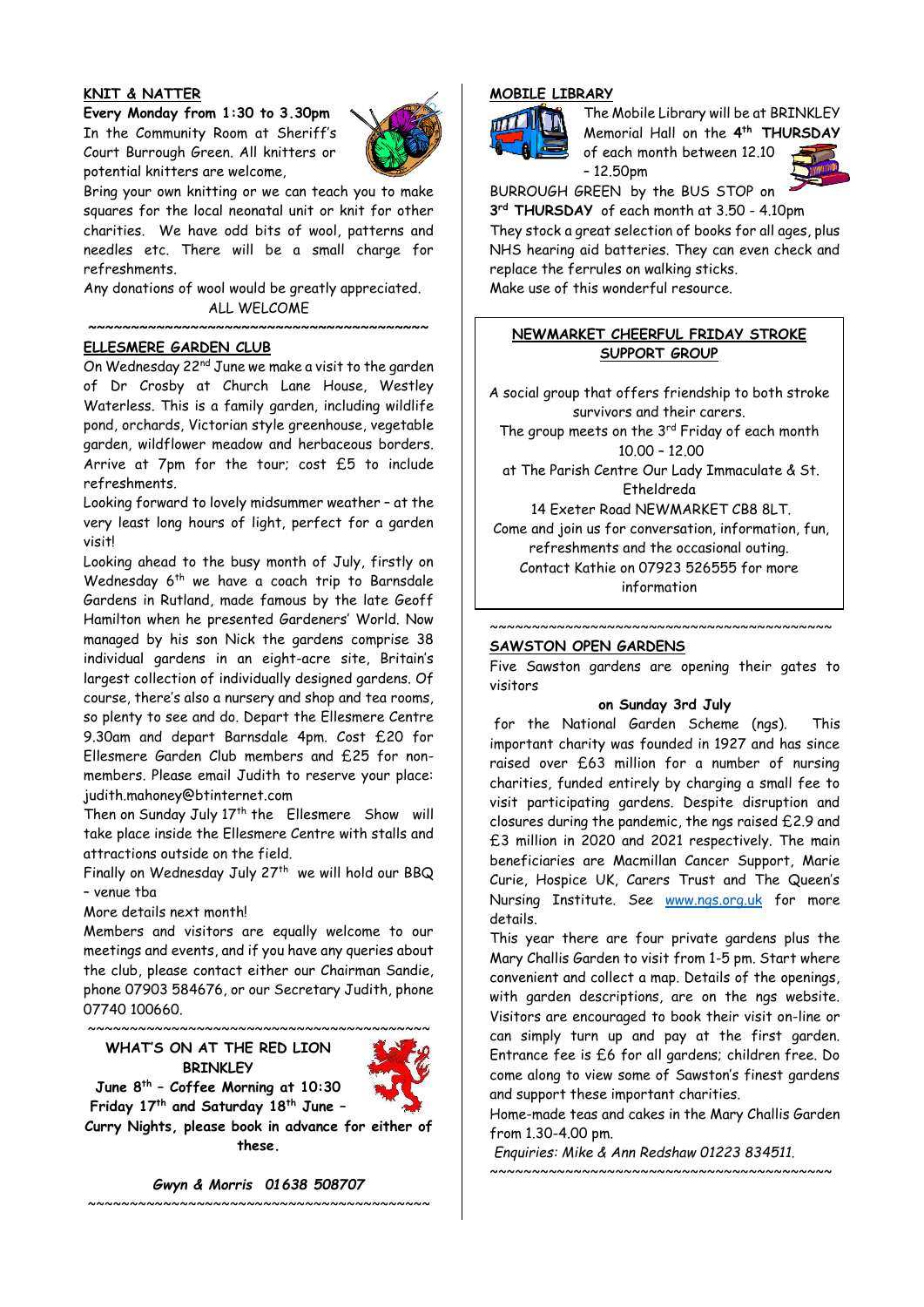## KNIT & NATTER

**Every Monday from 1:30 to 3.30pm**
In the Community Room at Sheriff's Court Burrough Green. All knitters or potential knitters are welcome,
Bring your own knitting or we can teach you to make squares for the local neonatal unit or knit for other charities. We have odd bits of wool, patterns and needles etc. There will be a small charge for refreshments.
Any donations of wool would be greatly appreciated.

ALL WELCOME

~~~~~~~~~~~~~~~~~~~~~~~~~~~~~~~~~~~~~~~~

## ELLESMERE GARDEN CLUB

On Wednesday 22nd June we make a visit to the garden of Dr Crosby at Church Lane House, Westley Waterless. This is a family garden, including wildlife pond, orchards, Victorian style greenhouse, vegetable garden, wildflower meadow and herbaceous borders. Arrive at 7pm for the tour; cost £5 to include refreshments.

Looking forward to lovely midsummer weather – at the very least long hours of light, perfect for a garden visit!

Looking ahead to the busy month of July, firstly on Wednesday 6th we have a coach trip to Barnsdale Gardens in Rutland, made famous by the late Geoff Hamilton when he presented Gardeners' World. Now managed by his son Nick the gardens comprise 38 individual gardens in an eight-acre site, Britain's largest collection of individually designed gardens. Of course, there's also a nursery and shop and tea rooms, so plenty to see and do. Depart the Ellesmere Centre 9.30am and depart Barnsdale 4pm. Cost £20 for Ellesmere Garden Club members and £25 for non-members. Please email Judith to reserve your place: judith.mahoney@btinternet.com

Then on Sunday July 17th the Ellesmere Show will take place inside the Ellesmere Centre with stalls and attractions outside on the field.

Finally on Wednesday July 27th we will hold our BBQ – venue tba

More details next month!

Members and visitors are equally welcome to our meetings and events, and if you have any queries about the club, please contact either our Chairman Sandie, phone 07903 584676, or our Secretary Judith, phone 07740 100660.

~~~~~~~~~~~~~~~~~~~~~~~~~~~~~~~~~~~~~~~~

## WHAT'S ON AT THE RED LION BRINKLEY

**June 8th – Coffee Morning at 10:30**
**Friday 17th and Saturday 18th June – Curry Nights, please book in advance for either of these.**

***Gwyn & Morris 01638 508707***

~~~~~~~~~~~~~~~~~~~~~~~~~~~~~~~~~~~~~~~~

## MOBILE LIBRARY

The Mobile Library will be at BRINKLEY Memorial Hall on the **4th THURSDAY** of each month between 12.10 – 12.50pm
BURROUGH GREEN by the BUS STOP on **3rd THURSDAY** of each month at 3.50 - 4.10pm
They stock a great selection of books for all ages, plus NHS hearing aid batteries. They can even check and replace the ferrules on walking sticks.
Make use of this wonderful resource.

## NEWMARKET CHEERFUL FRIDAY STROKE SUPPORT GROUP

A social group that offers friendship to both stroke survivors and their carers.
The group meets on the 3rd Friday of each month 10.00 – 12.00
at The Parish Centre Our Lady Immaculate & St. Etheldreda
14 Exeter Road NEWMARKET CB8 8LT.
Come and join us for conversation, information, fun, refreshments and the occasional outing.
Contact Kathie on 07923 526555 for more information

~~~~~~~~~~~~~~~~~~~~~~~~~~~~~~~~~~~~~~~~

## SAWSTON OPEN GARDENS

Five Sawston gardens are opening their gates to visitors

**on Sunday 3rd July**

for the National Garden Scheme (ngs). This important charity was founded in 1927 and has since raised over £63 million for a number of nursing charities, funded entirely by charging a small fee to visit participating gardens. Despite disruption and closures during the pandemic, the ngs raised £2.9 and £3 million in 2020 and 2021 respectively. The main beneficiaries are Macmillan Cancer Support, Marie Curie, Hospice UK, Carers Trust and The Queen's Nursing Institute. See www.ngs.org.uk for more details.

This year there are four private gardens plus the Mary Challis Garden to visit from 1-5 pm. Start where convenient and collect a map. Details of the openings, with garden descriptions, are on the ngs website. Visitors are encouraged to book their visit on-line or can simply turn up and pay at the first garden. Entrance fee is £6 for all gardens; children free. Do come along to view some of Sawston's finest gardens and support these important charities.

Home-made teas and cakes in the Mary Challis Garden from 1.30-4.00 pm.

*Enquiries: Mike & Ann Redshaw 01223 834511.*

~~~~~~~~~~~~~~~~~~~~~~~~~~~~~~~~~~~~~~~~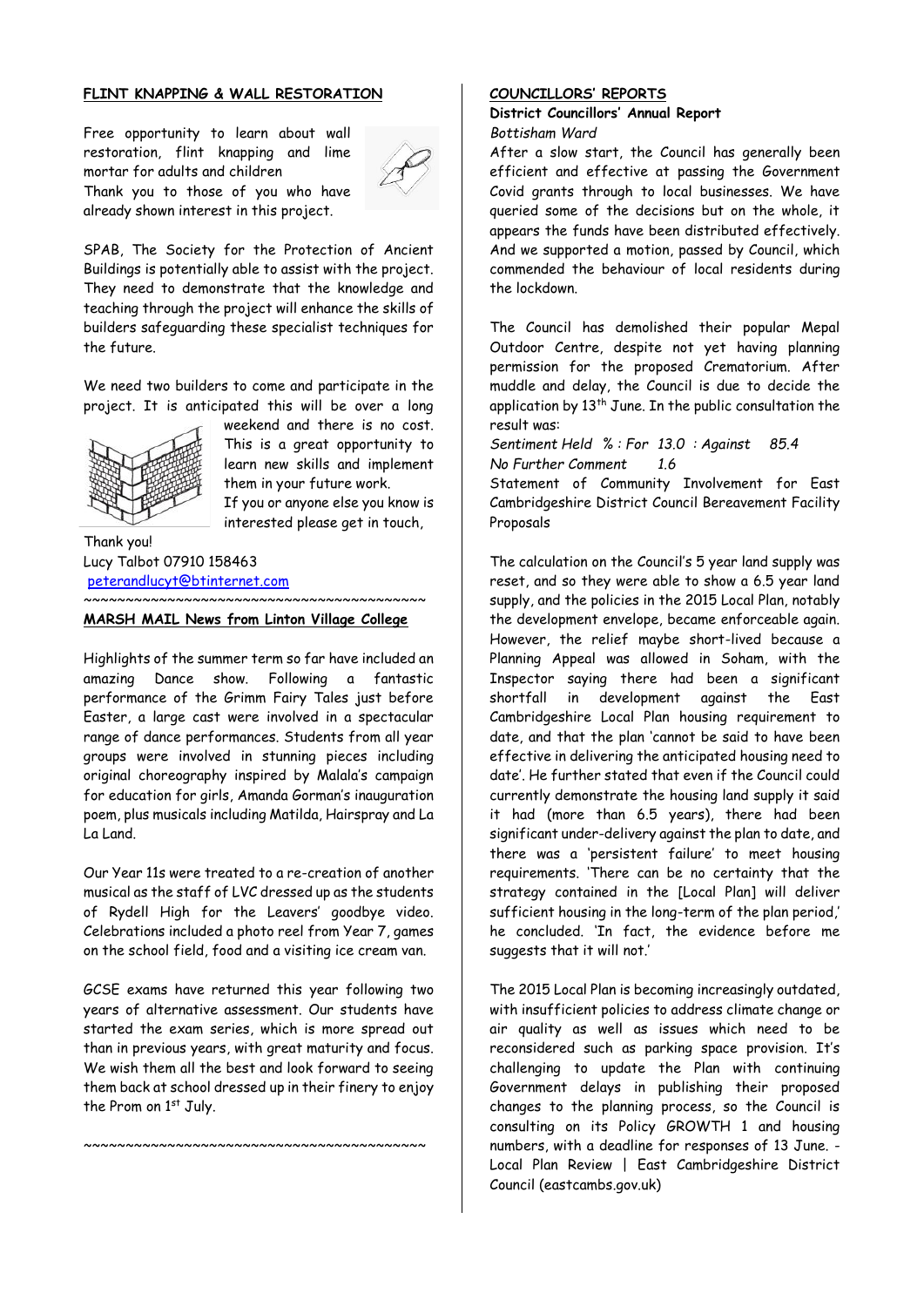## FLINT KNAPPING & WALL RESTORATION

Free opportunity to learn about wall restoration, flint knapping and lime mortar for adults and children

Thank you to those of you who have already shown interest in this project.

SPAB, The Society for the Protection of Ancient Buildings is potentially able to assist with the project. They need to demonstrate that the knowledge and teaching through the project will enhance the skills of builders safeguarding these specialist techniques for the future.

We need two builders to come and participate in the project. It is anticipated this will be over a long weekend and there is no cost. This is a great opportunity to learn new skills and implement them in your future work.

If you or anyone else you know is interested please get in touch,

Thank you!

Lucy Talbot 07910 158463

peterandlucyt@btinternet.com

~~~~~~~~~~~~~~~~~~~~~~~~~~~~~~~~~~~~~~~~

## MARSH MAIL News from Linton Village College

Highlights of the summer term so far have included an amazing Dance show. Following a fantastic performance of the Grimm Fairy Tales just before Easter, a large cast were involved in a spectacular range of dance performances. Students from all year groups were involved in stunning pieces including original choreography inspired by Malala's campaign for education for girls, Amanda Gorman's inauguration poem, plus musicals including Matilda, Hairspray and La La Land.

Our Year 11s were treated to a re-creation of another musical as the staff of LVC dressed up as the students of Rydell High for the Leavers' goodbye video. Celebrations included a photo reel from Year 7, games on the school field, food and a visiting ice cream van.

GCSE exams have returned this year following two years of alternative assessment. Our students have started the exam series, which is more spread out than in previous years, with great maturity and focus. We wish them all the best and look forward to seeing them back at school dressed up in their finery to enjoy the Prom on 1st July.

~~~~~~~~~~~~~~~~~~~~~~~~~~~~~~~~~~~~~~~~

## COUNCILLORS' REPORTS

**District Councillors' Annual Report**

*Bottisham Ward*

After a slow start, the Council has generally been efficient and effective at passing the Government Covid grants through to local businesses. We have queried some of the decisions but on the whole, it appears the funds have been distributed effectively. And we supported a motion, passed by Council, which commended the behaviour of local residents during the lockdown.

The Council has demolished their popular Mepal Outdoor Centre, despite not yet having planning permission for the proposed Crematorium. After muddle and delay, the Council is due to decide the application by 13th June. In the public consultation the result was:

*Sentiment Held % : For 13.0 : Against 85.4*
*No Further Comment 1.6*

Statement of Community Involvement for East Cambridgeshire District Council Bereavement Facility Proposals

The calculation on the Council's 5 year land supply was reset, and so they were able to show a 6.5 year land supply, and the policies in the 2015 Local Plan, notably the development envelope, became enforceable again. However, the relief maybe short-lived because a Planning Appeal was allowed in Soham, with the Inspector saying there had been a significant shortfall in development against the East Cambridgeshire Local Plan housing requirement to date, and that the plan 'cannot be said to have been effective in delivering the anticipated housing need to date'. He further stated that even if the Council could currently demonstrate the housing land supply it said it had (more than 6.5 years), there had been significant under-delivery against the plan to date, and there was a 'persistent failure' to meet housing requirements. 'There can be no certainty that the strategy contained in the [Local Plan] will deliver sufficient housing in the long-term of the plan period,' he concluded. 'In fact, the evidence before me suggests that it will not.'

The 2015 Local Plan is becoming increasingly outdated, with insufficient policies to address climate change or air quality as well as issues which need to be reconsidered such as parking space provision. It's challenging to update the Plan with continuing Government delays in publishing their proposed changes to the planning process, so the Council is consulting on its Policy GROWTH 1 and housing numbers, with a deadline for responses of 13 June. - Local Plan Review | East Cambridgeshire District Council (eastcambs.gov.uk)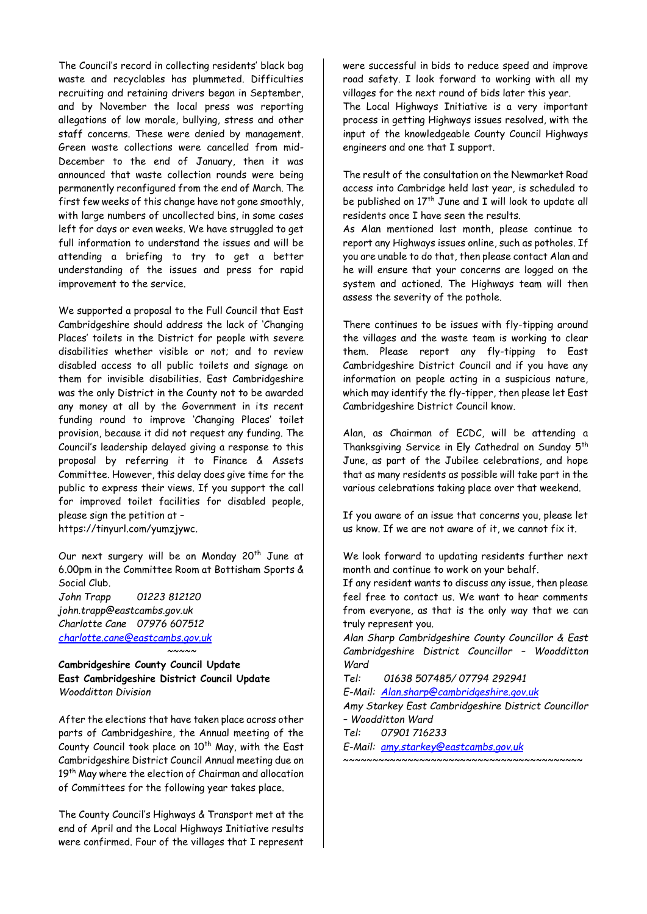The Council's record in collecting residents' black bag waste and recyclables has plummeted. Difficulties recruiting and retaining drivers began in September, and by November the local press was reporting allegations of low morale, bullying, stress and other staff concerns. These were denied by management. Green waste collections were cancelled from mid-December to the end of January, then it was announced that waste collection rounds were being permanently reconfigured from the end of March. The first few weeks of this change have not gone smoothly, with large numbers of uncollected bins, in some cases left for days or even weeks. We have struggled to get full information to understand the issues and will be attending a briefing to try to get a better understanding of the issues and press for rapid improvement to the service.

We supported a proposal to the Full Council that East Cambridgeshire should address the lack of 'Changing Places' toilets in the District for people with severe disabilities whether visible or not; and to review disabled access to all public toilets and signage on them for invisible disabilities. East Cambridgeshire was the only District in the County not to be awarded any money at all by the Government in its recent funding round to improve 'Changing Places' toilet provision, because it did not request any funding. The Council's leadership delayed giving a response to this proposal by referring it to Finance & Assets Committee. However, this delay does give time for the public to express their views. If you support the call for improved toilet facilities for disabled people, please sign the petition at – https://tinyurl.com/yumzjywc.

Our next surgery will be on Monday 20th June at 6.00pm in the Committee Room at Bottisham Sports & Social Club.

*John Trapp 01223 812120*
*john.trapp@eastcambs.gov.uk*
*Charlotte Cane 07976 607512*
*charlotte.cane@eastcambs.gov.uk*

~~~~~

**Cambridgeshire County Council Update**
**East Cambridgeshire District Council Update**
*Woodditton Division*

After the elections that have taken place across other parts of Cambridgeshire, the Annual meeting of the County Council took place on 10th May, with the East Cambridgeshire District Council Annual meeting due on 19th May where the election of Chairman and allocation of Committees for the following year takes place.

The County Council's Highways & Transport met at the end of April and the Local Highways Initiative results were confirmed. Four of the villages that I represent were successful in bids to reduce speed and improve road safety. I look forward to working with all my villages for the next round of bids later this year.
The Local Highways Initiative is a very important process in getting Highways issues resolved, with the input of the knowledgeable County Council Highways engineers and one that I support.

The result of the consultation on the Newmarket Road access into Cambridge held last year, is scheduled to be published on 17th June and I will look to update all residents once I have seen the results.
As Alan mentioned last month, please continue to report any Highways issues online, such as potholes. If you are unable to do that, then please contact Alan and he will ensure that your concerns are logged on the system and actioned. The Highways team will then assess the severity of the pothole.

There continues to be issues with fly-tipping around the villages and the waste team is working to clear them. Please report any fly-tipping to East Cambridgeshire District Council and if you have any information on people acting in a suspicious nature, which may identify the fly-tipper, then please let East Cambridgeshire District Council know.

Alan, as Chairman of ECDC, will be attending a Thanksgiving Service in Ely Cathedral on Sunday 5th June, as part of the Jubilee celebrations, and hope that as many residents as possible will take part in the various celebrations taking place over that weekend.

If you aware of an issue that concerns you, please let us know. If we are not aware of it, we cannot fix it.

We look forward to updating residents further next month and continue to work on your behalf.
If any resident wants to discuss any issue, then please feel free to contact us. We want to hear comments from everyone, as that is the only way that we can truly represent you.

*Alan Sharp Cambridgeshire County Councillor & East Cambridgeshire District Councillor – Woodditton Ward*
*Tel: 01638 507485/ 07794 292941*
*E-Mail: Alan.sharp@cambridgeshire.gov.uk*
*Amy Starkey East Cambridgeshire District Councillor – Woodditton Ward*
*Tel: 07901 716233*
*E-Mail: amy.starkey@eastcambs.gov.uk*

~~~~~~~~~~~~~~~~~~~~~~~~~~~~~~~~~~~~~~~~~~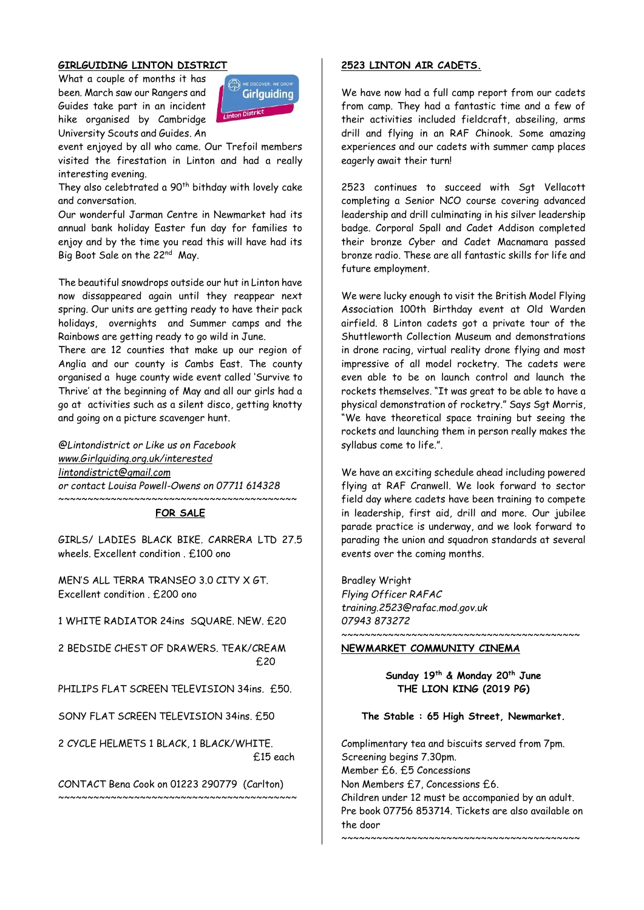## GIRLGUIDING LINTON DISTRICT

What a couple of months it has been. March saw our Rangers and Guides take part in an incident hike organised by Cambridge University Scouts and Guides. An event enjoyed by all who came. Our Trefoil members visited the firestation in Linton and had a really interesting evening.
They also celebtrated a 90th bithday with lovely cake and conversation.
Our wonderful Jarman Centre in Newmarket had its annual bank holiday Easter fun day for families to enjoy and by the time you read this will have had its Big Boot Sale on the 22nd May.

The beautiful snowdrops outside our hut in Linton have now dissapeared again until they reappear next spring. Our units are getting ready to have their pack holidays, overnights and Summer camps and the Rainbows are getting ready to go wild in June.
There are 12 counties that make up our region of Anglia and our county is Cambs East. The county organised a huge county wide event called 'Survive to Thrive' at the beginning of May and all our girls had a go at activities such as a silent disco, getting knotty and going on a picture scavenger hunt.

*@Lintondistrict or Like us on Facebook*
*www.Girlguiding.org.uk/interested*
*lintondistrict@gmail.com*
*or contact Louisa Powell-Owens on 07711 614328*

~~~~~~~~~~~~~~~~~~~~~~~~~~~~~~~~~~~~~~~~~~

## FOR SALE

GIRLS/ LADIES BLACK BIKE. CARRERA LTD 27.5 wheels. Excellent condition . £100 ono

MEN'S ALL TERRA TRANSEO 3.0 CITY X GT. Excellent condition . £200 ono

1 WHITE RADIATOR 24ins SQUARE. NEW. £20

2 BEDSIDE CHEST OF DRAWERS. TEAK/CREAM £20

PHILIPS FLAT SCREEN TELEVISION 34ins. £50.

SONY FLAT SCREEN TELEVISION 34ins. £50

2 CYCLE HELMETS 1 BLACK, 1 BLACK/WHITE. £15 each

CONTACT Bena Cook on 01223 290779 (Carlton)

~~~~~~~~~~~~~~~~~~~~~~~~~~~~~~~~~~~~~~~~~~

## 2523 LINTON AIR CADETS.

We have now had a full camp report from our cadets from camp. They had a fantastic time and a few of their activities included fieldcraft, abseiling, arms drill and flying in an RAF Chinook. Some amazing experiences and our cadets with summer camp places eagerly await their turn!

2523 continues to succeed with Sgt Vellacott completing a Senior NCO course covering advanced leadership and drill culminating in his silver leadership badge. Corporal Spall and Cadet Addison completed their bronze Cyber and Cadet Macnamara passed bronze radio. These are all fantastic skills for life and future employment.

We were lucky enough to visit the British Model Flying Association 100th Birthday event at Old Warden airfield. 8 Linton cadets got a private tour of the Shuttleworth Collection Museum and demonstrations in drone racing, virtual reality drone flying and most impressive of all model rocketry. The cadets were even able to be on launch control and launch the rockets themselves. "It was great to be able to have a physical demonstration of rocketry." Says Sgt Morris, "We have theoretical space training but seeing the rockets and launching them in person really makes the syllabus come to life.".

We have an exciting schedule ahead including powered flying at RAF Cranwell. We look forward to sector field day where cadets have been training to compete in leadership, first aid, drill and more. Our jubilee parade practice is underway, and we look forward to parading the union and squadron standards at several events over the coming months.

Bradley Wright
*Flying Officer RAFAC*
*training.2523@rafac.mod.gov.uk*
*07943 873272*

~~~~~~~~~~~~~~~~~~~~~~~~~~~~~~~~~~~~~~~~~~

## NEWMARKET COMMUNITY CINEMA

**Sunday 19th & Monday 20th June**
**THE LION KING (2019 PG)**

**The Stable : 65 High Street, Newmarket.**

Complimentary tea and biscuits served from 7pm.
Screening begins 7.30pm.
Member £6. £5 Concessions
Non Members £7, Concessions £6.
Children under 12 must be accompanied by an adult.
Pre book 07756 853714. Tickets are also available on the door

~~~~~~~~~~~~~~~~~~~~~~~~~~~~~~~~~~~~~~~~~~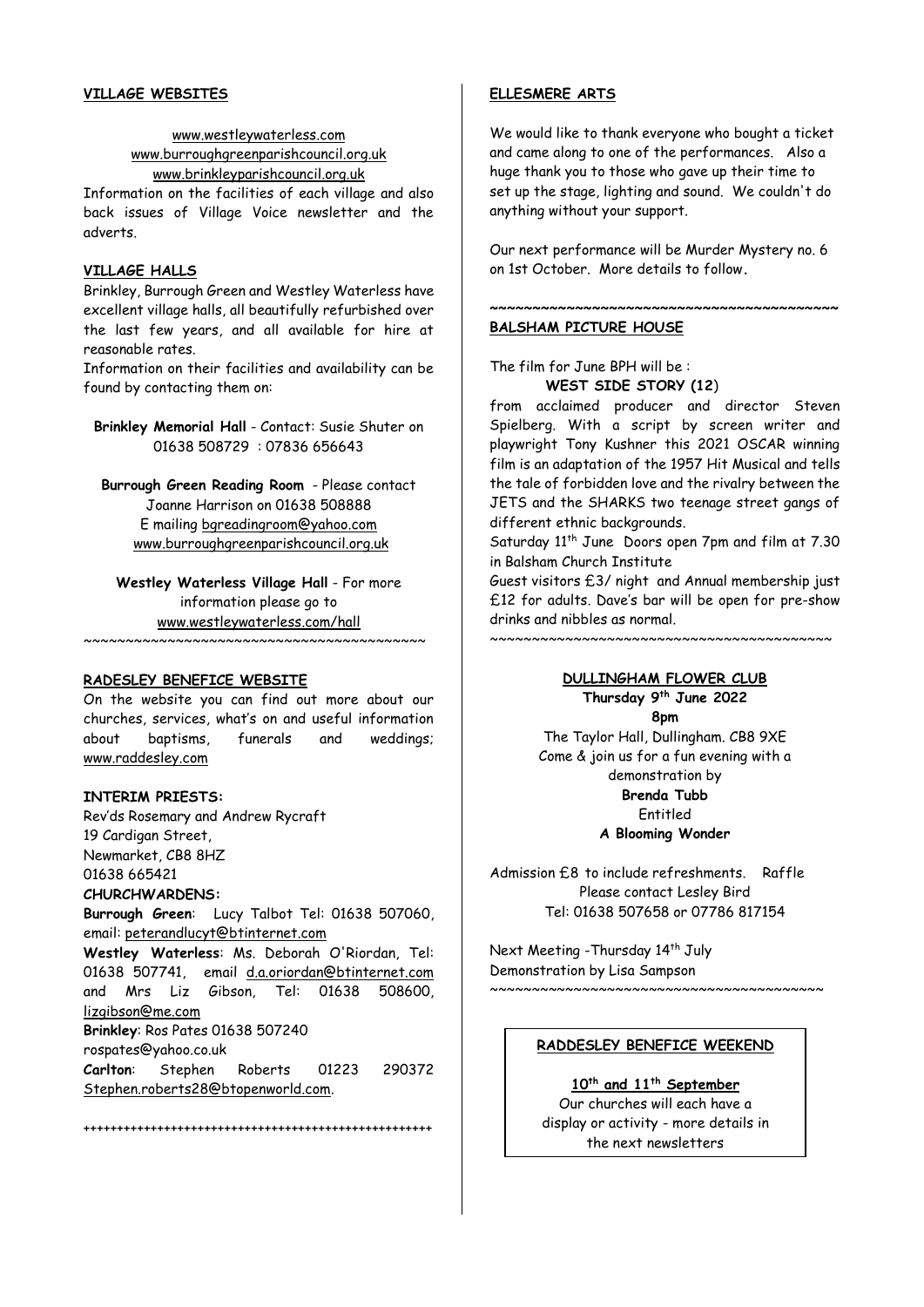## VILLAGE WEBSITES

www.westleywaterless.com
www.burroughgreenparishcouncil.org.uk
www.brinkleyparishcouncil.org.uk

Information on the facilities of each village and also back issues of Village Voice newsletter and the adverts.

## VILLAGE HALLS

Brinkley, Burrough Green and Westley Waterless have excellent village halls, all beautifully refurbished over the last few years, and all available for hire at reasonable rates.

Information on their facilities and availability can be found by contacting them on:

**Brinkley Memorial Hall** - Contact: Susie Shuter on 01638 508729 : 07836 656643

**Burrough Green Reading Room** - Please contact Joanne Harrison on 01638 508888
E mailing bgreadingroom@yahoo.com
www.burroughgreenparishcouncil.org.uk

**Westley Waterless Village Hall** - For more information please go to www.westleywaterless.com/hall

~~~~~~~~~~~~~~~~~~~~~~~~~~~~~~~~~~~~~~~~~~

## RADESLEY BENEFICE WEBSITE

On the website you can find out more about our churches, services, what's on and useful information about baptisms, funerals and weddings; www.raddesley.com

**INTERIM PRIESTS:**

Rev'ds Rosemary and Andrew Rycraft
19 Cardigan Street,
Newmarket, CB8 8HZ
01638 665421

**CHURCHWARDENS:**

**Burrough Green**: Lucy Talbot Tel: 01638 507060, email: peterandlucyt@btinternet.com

**Westley Waterless**: Ms. Deborah O'Riordan, Tel: 01638 507741, email d.a.oriordan@btinternet.com and Mrs Liz Gibson, Tel: 01638 508600, lizgibson@me.com

**Brinkley**: Ros Pates 01638 507240
rospates@yahoo.co.uk

**Carlton**: Stephen Roberts 01223 290372 Stephen.roberts28@btopenworld.com.

++++++++++++++++++++++++++++++++++++++++++++++++++++++

## ELLESMERE ARTS

We would like to thank everyone who bought a ticket and came along to one of the performances. Also a huge thank you to those who gave up their time to set up the stage, lighting and sound. We couldn't do anything without your support.

Our next performance will be Murder Mystery no. 6 on 1st October. More details to follow.

~~~~~~~~~~~~~~~~~~~~~~~~~~~~~~~~~~~~~~~~~~

## BALSHAM PICTURE HOUSE

The film for June BPH will be :

**WEST SIDE STORY (12)**

from acclaimed producer and director Steven Spielberg. With a script by screen writer and playwright Tony Kushner this 2021 OSCAR winning film is an adaptation of the 1957 Hit Musical and tells the tale of forbidden love and the rivalry between the JETS and the SHARKS two teenage street gangs of different ethnic backgrounds.

Saturday 11th June Doors open 7pm and film at 7.30 in Balsham Church Institute

Guest visitors £3/ night and Annual membership just £12 for adults. Dave's bar will be open for pre-show drinks and nibbles as normal.

~~~~~~~~~~~~~~~~~~~~~~~~~~~~~~~~~~~~~~~~~~

## DULLINGHAM FLOWER CLUB

**Thursday 9th June 2022**

**8pm**

The Taylor Hall, Dullingham. CB8 9XE
Come & join us for a fun evening with a demonstration by
**Brenda Tubb**
Entitled
**A Blooming Wonder**

Admission £8 to include refreshments. Raffle
Please contact Lesley Bird
Tel: 01638 507658 or 07786 817154

Next Meeting -Thursday 14th July
Demonstration by Lisa Sampson

~~~~~~~~~~~~~~~~~~~~~~~~~~~~~~~~~~~~~~~~~~

## RADDESLEY BENEFICE WEEKEND

**10th and 11th September**

Our churches will each have a display or activity - more details in the next newsletters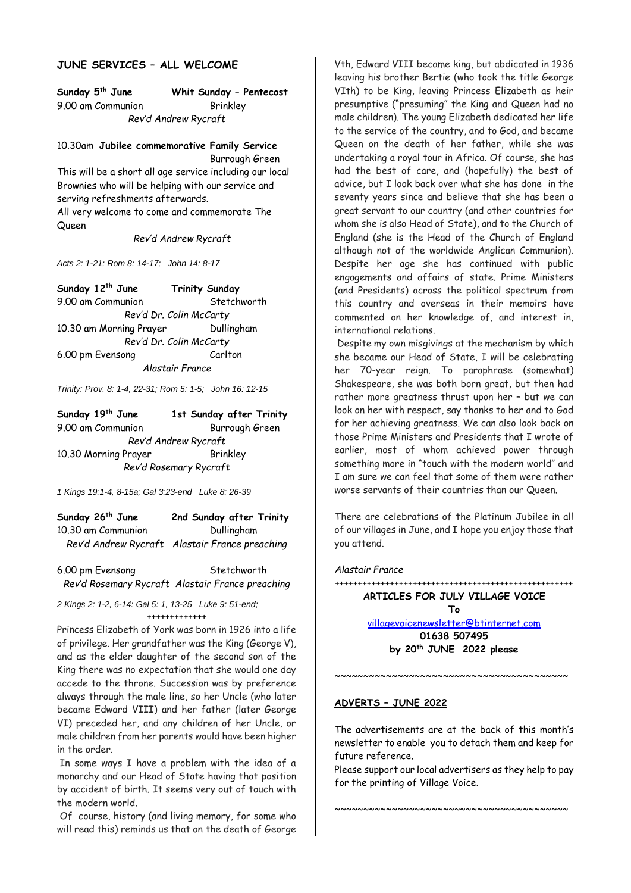## JUNE SERVICES – ALL WELCOME

**Sunday 5th June** **Whit Sunday – Pentecost**
9.00 am Communion Brinkley
*Rev'd Andrew Rycraft*

10.30am **Jubilee commemorative Family Service** Burrough Green
This will be a short all age service including our local Brownies who will be helping with our service and serving refreshments afterwards.
All very welcome to come and commemorate The Queen
*Rev'd Andrew Rycraft*

*Acts 2: 1-21; Rom 8: 14-17; John 14: 8-17*

**Sunday 12th June** **Trinity Sunday**
9.00 am Communion Stetchworth
*Rev'd Dr. Colin McCarty*
10.30 am Morning Prayer Dullingham
*Rev'd Dr. Colin McCarty*
6.00 pm Evensong Carlton
*Alastair France*

*Trinity: Prov. 8: 1-4, 22-31; Rom 5: 1-5; John 16: 12-15*

**Sunday 19th June** **1st Sunday after Trinity**
9.00 am Communion Burrough Green
*Rev'd Andrew Rycraft*
10.30 Morning Prayer Brinkley
*Rev'd Rosemary Rycraft*

*1 Kings 19:1-4, 8-15a; Gal 3:23-end Luke 8: 26-39*

**Sunday 26th June** **2nd Sunday after Trinity**
10.30 am Communion Dullingham
*Rev'd Andrew Rycraft Alastair France preaching*

6.00 pm Evensong Stetchworth
*Rev'd Rosemary Rycraft Alastair France preaching*

*2 Kings 2: 1-2, 6-14: Gal 5: 1, 13-25 Luke 9: 51-end;*

+++++++++++++

Princess Elizabeth of York was born in 1926 into a life of privilege. Her grandfather was the King (George V), and as the elder daughter of the second son of the King there was no expectation that she would one day accede to the throne. Succession was by preference always through the male line, so her Uncle (who later became Edward VIII) and her father (later George VI) preceded her, and any children of her Uncle, or male children from her parents would have been higher in the order.

In some ways I have a problem with the idea of a monarchy and our Head of State having that position by accident of birth. It seems very out of touch with the modern world.

Of course, history (and living memory, for some who will read this) reminds us that on the death of George Vth, Edward VIII became king, but abdicated in 1936 leaving his brother Bertie (who took the title George VIth) to be King, leaving Princess Elizabeth as heir presumptive ("presuming" the King and Queen had no male children). The young Elizabeth dedicated her life to the service of the country, and to God, and became Queen on the death of her father, while she was undertaking a royal tour in Africa. Of course, she has had the best of care, and (hopefully) the best of advice, but I look back over what she has done in the seventy years since and believe that she has been a great servant to our country (and other countries for whom she is also Head of State), and to the Church of England (she is the Head of the Church of England although not of the worldwide Anglican Communion). Despite her age she has continued with public engagements and affairs of state. Prime Ministers (and Presidents) across the political spectrum from this country and overseas in their memoirs have commented on her knowledge of, and interest in, international relations.

Despite my own misgivings at the mechanism by which she became our Head of State, I will be celebrating her 70-year reign. To paraphrase (somewhat) Shakespeare, she was both born great, but then had rather more greatness thrust upon her – but we can look on her with respect, say thanks to her and to God for her achieving greatness. We can also look back on those Prime Ministers and Presidents that I wrote of earlier, most of whom achieved power through something more in "touch with the modern world" and I am sure we can feel that some of them were rather worse servants of their countries than our Queen.

There are celebrations of the Platinum Jubilee in all of our villages in June, and I hope you enjoy those that you attend.

*Alastair France*

++++++++++++++++++++++++++++++++++++++++++++++++++++++

**ARTICLES FOR JULY VILLAGE VOICE**
**To**
villagevoicenewsletter@btinternet.com
**01638 507495**
**by 20th JUNE 2022 please**

~~~~~~~~~~~~~~~~~~~~~~~~~~~~~~~~~~~~~~~~~~

## ADVERTS – JUNE 2022

The advertisements are at the back of this month's newsletter to enable you to detach them and keep for future reference.

Please support our local advertisers as they help to pay for the printing of Village Voice.

~~~~~~~~~~~~~~~~~~~~~~~~~~~~~~~~~~~~~~~~~~